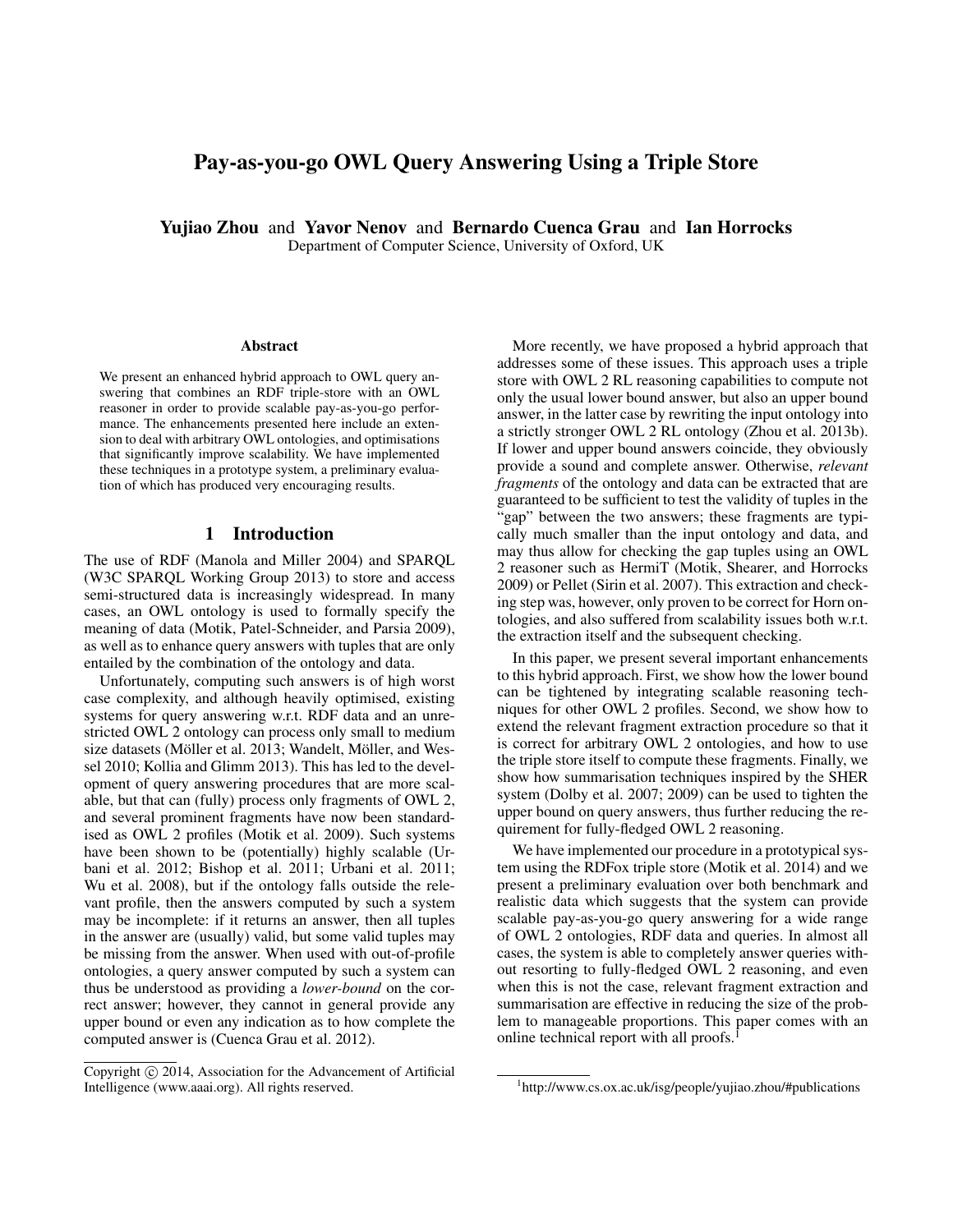# Pay-as-you-go OWL Query Answering Using a Triple Store

**Yujiao Zhou** and **Yavor Nenov** and **Bernardo Cuenca Grau** and **Ian Horrocks**
Department of Computer Science, University of Oxford, UK

### Abstract

We present an enhanced hybrid approach to OWL query answering that combines an RDF triple-store with an OWL reasoner in order to provide scalable pay-as-you-go performance. The enhancements presented here include an extension to deal with arbitrary OWL ontologies, and optimisations that significantly improve scalability. We have implemented these techniques in a prototype system, a preliminary evaluation of which has produced very encouraging results.

## 1 Introduction

The use of RDF (Manola and Miller 2004) and SPARQL (W3C SPARQL Working Group 2013) to store and access semi-structured data is increasingly widespread. In many cases, an OWL ontology is used to formally specify the meaning of data (Motik, Patel-Schneider, and Parsia 2009), as well as to enhance query answers with tuples that are only entailed by the combination of the ontology and data.

Unfortunately, computing such answers is of high worst case complexity, and although heavily optimised, existing systems for query answering w.r.t. RDF data and an unrestricted OWL 2 ontology can process only small to medium size datasets (Möller et al. 2013; Wandelt, Möller, and Wessel 2010; Kollia and Glimm 2013). This has led to the development of query answering procedures that are more scalable, but that can (fully) process only fragments of OWL 2, and several prominent fragments have now been standardised as OWL 2 profiles (Motik et al. 2009). Such systems have been shown to be (potentially) highly scalable (Urbani et al. 2012; Bishop et al. 2011; Urbani et al. 2011; Wu et al. 2008), but if the ontology falls outside the relevant profile, then the answers computed by such a system may be incomplete: if it returns an answer, then all tuples in the answer are (usually) valid, but some valid tuples may be missing from the answer. When used with out-of-profile ontologies, a query answer computed by such a system can thus be understood as providing a *lower-bound* on the correct answer; however, they cannot in general provide any upper bound or even any indication as to how complete the computed answer is (Cuenca Grau et al. 2012).

More recently, we have proposed a hybrid approach that addresses some of these issues. This approach uses a triple store with OWL 2 RL reasoning capabilities to compute not only the usual lower bound answer, but also an upper bound answer, in the latter case by rewriting the input ontology into a strictly stronger OWL 2 RL ontology (Zhou et al. 2013b). If lower and upper bound answers coincide, they obviously provide a sound and complete answer. Otherwise, *relevant fragments* of the ontology and data can be extracted that are guaranteed to be sufficient to test the validity of tuples in the "gap" between the two answers; these fragments are typically much smaller than the input ontology and data, and may thus allow for checking the gap tuples using an OWL 2 reasoner such as HermiT (Motik, Shearer, and Horrocks 2009) or Pellet (Sirin et al. 2007). This extraction and checking step was, however, only proven to be correct for Horn ontologies, and also suffered from scalability issues both w.r.t. the extraction itself and the subsequent checking.

In this paper, we present several important enhancements to this hybrid approach. First, we show how the lower bound can be tightened by integrating scalable reasoning techniques for other OWL 2 profiles. Second, we show how to extend the relevant fragment extraction procedure so that it is correct for arbitrary OWL 2 ontologies, and how to use the triple store itself to compute these fragments. Finally, we show how summarisation techniques inspired by the SHER system (Dolby et al. 2007; 2009) can be used to tighten the upper bound on query answers, thus further reducing the requirement for fully-fledged OWL 2 reasoning.

We have implemented our procedure in a prototypical system using the RDFox triple store (Motik et al. 2014) and we present a preliminary evaluation over both benchmark and realistic data which suggests that the system can provide scalable pay-as-you-go query answering for a wide range of OWL 2 ontologies, RDF data and queries. In almost all cases, the system is able to completely answer queries without resorting to fully-fledged OWL 2 reasoning, and even when this is not the case, relevant fragment extraction and summarisation are effective in reducing the size of the problem to manageable proportions. This paper comes with an online technical report with all proofs.[1]

Copyright © 2014, Association for the Advancement of Artificial Intelligence (www.aaai.org). All rights reserved.

[1] http://www.cs.ox.ac.uk/isg/people/yujiao.zhou/#publications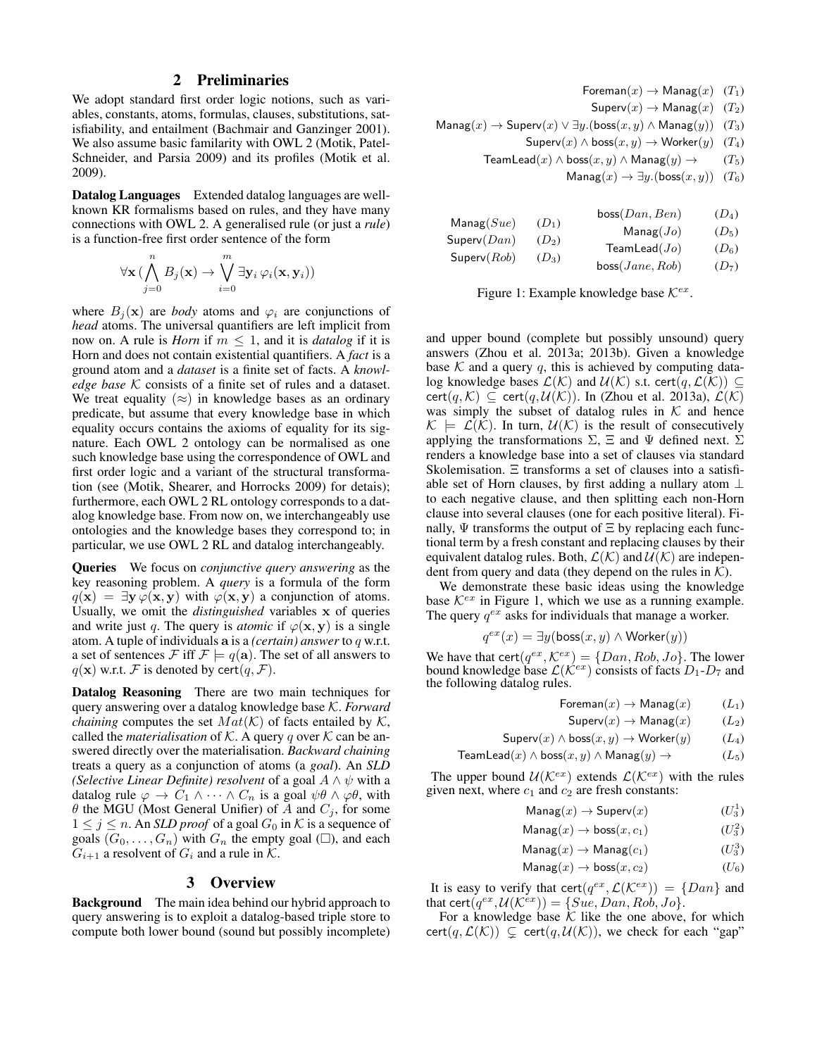## 2 Preliminaries

We adopt standard first order logic notions, such as variables, constants, atoms, formulas, clauses, substitutions, satisfiability, and entailment (Bachmair and Ganzinger 2001). We also assume basic familarity with OWL 2 (Motik, Patel-Schneider, and Parsia 2009) and its profiles (Motik et al. 2009).

**Datalog Languages** Extended datalog languages are well-known KR formalisms based on rules, and they have many connections with OWL 2. A generalised rule (or just a *rule*) is a function-free first order sentence of the form

$$\forall \mathbf{x}\, (\bigwedge_{j=0}^{n} B_j(\mathbf{x}) \rightarrow \bigvee_{i=0}^{m} \exists \mathbf{y}_i\, \varphi_i(\mathbf{x}, \mathbf{y}_i))$$

where $B_j(\mathbf{x})$ are *body* atoms and $\varphi_i$ are conjunctions of *head* atoms. The universal quantifiers are left implicit from now on. A rule is *Horn* if $m \leq 1$, and it is *datalog* if it is Horn and does not contain existential quantifiers. A *fact* is a ground atom and a *dataset* is a finite set of facts. A *knowledge base* $\mathcal{K}$ consists of a finite set of rules and a dataset. We treat equality ($\approx$) in knowledge bases as an ordinary predicate, but assume that every knowledge base in which equality occurs contains the axioms of equality for its signature. Each OWL 2 ontology can be normalised as one such knowledge base using the correspondence of OWL and first order logic and a variant of the structural transformation (see (Motik, Shearer, and Horrocks 2009) for detais); furthermore, each OWL 2 RL ontology corresponds to a datalog knowledge base. From now on, we interchangeably use ontologies and the knowledge bases they correspond to; in particular, we use OWL 2 RL and datalog interchangeably.

**Queries** We focus on *conjunctive query answering* as the key reasoning problem. A *query* is a formula of the form $q(\mathbf{x}) = \exists \mathbf{y}\, \varphi(\mathbf{x}, \mathbf{y})$ with $\varphi(\mathbf{x}, \mathbf{y})$ a conjunction of atoms. Usually, we omit the *distinguished* variables $\mathbf{x}$ of queries and write just $q$. The query is *atomic* if $\varphi(\mathbf{x}, \mathbf{y})$ is a single atom. A tuple of individuals $\mathbf{a}$ is a *(certain) answer* to $q$ w.r.t. a set of sentences $\mathcal{F}$ iff $\mathcal{F} \models q(\mathbf{a})$. The set of all answers to $q(\mathbf{x})$ w.r.t. $\mathcal{F}$ is denoted by $\mathsf{cert}(q, \mathcal{F})$.

**Datalog Reasoning** There are two main techniques for query answering over a datalog knowledge base $\mathcal{K}$. *Forward chaining* computes the set $Mat(\mathcal{K})$ of facts entailed by $\mathcal{K}$, called the *materialisation* of $\mathcal{K}$. A query $q$ over $\mathcal{K}$ can be answered directly over the materialisation. *Backward chaining* treats a query as a conjunction of atoms (a *goal*). An *SLD (Selective Linear Definite) resolvent* of a goal $A \wedge \psi$ with a datalog rule $\varphi \rightarrow C_1 \wedge \cdots \wedge C_n$ is a goal $\psi\theta \wedge \varphi\theta$, with $\theta$ the MGU (Most General Unifier) of $A$ and $C_j$, for some $1 \leq j \leq n$. An *SLD proof* of a goal $G_0$ in $\mathcal{K}$ is a sequence of goals $(G_0, \ldots, G_n)$ with $G_n$ the empty goal ($\Box$), and each $G_{i+1}$ a resolvent of $G_i$ and a rule in $\mathcal{K}$.

## 3 Overview

**Background** The main idea behind our hybrid approach to query answering is to exploit a datalog-based triple store to compute both lower bound (sound but possibly incomplete) and upper bound (complete but possibly unsound) query answers (Zhou et al. 2013a; 2013b). Given a knowledge base $\mathcal{K}$ and a query $q$, this is achieved by computing datalog knowledge bases $\mathcal{L}(\mathcal{K})$ and $\mathcal{U}(\mathcal{K})$ s.t. $\mathsf{cert}(q, \mathcal{L}(\mathcal{K})) \subseteq \mathsf{cert}(q, \mathcal{K}) \subseteq \mathsf{cert}(q, \mathcal{U}(\mathcal{K}))$. In (Zhou et al. 2013a), $\mathcal{L}(\mathcal{K})$ was simply the subset of datalog rules in $\mathcal{K}$ and hence $\mathcal{K} \models \mathcal{L}(\mathcal{K})$. In turn, $\mathcal{U}(\mathcal{K})$ is the result of consecutively applying the transformations $\Sigma$, $\Xi$ and $\Psi$ defined next. $\Sigma$ renders a knowledge base into a set of clauses via standard Skolemisation. $\Xi$ transforms a set of clauses into a satisfiable set of Horn clauses, by first adding a nullary atom $\bot$ to each negative clause, and then splitting each non-Horn clause into several clauses (one for each positive literal). Finally, $\Psi$ transforms the output of $\Xi$ by replacing each functional term by a fresh constant and replacing clauses by their equivalent datalog rules. Both, $\mathcal{L}(\mathcal{K})$ and $\mathcal{U}(\mathcal{K})$ are independent from query and data (they depend on the rules in $\mathcal{K}$).

$$\mathsf{Foreman}(x) \rightarrow \mathsf{Manag}(x) \quad (T_1)$$
$$\mathsf{Superv}(x) \rightarrow \mathsf{Manag}(x) \quad (T_2)$$
$$\mathsf{Manag}(x) \rightarrow \mathsf{Superv}(x) \vee \exists y.(\mathsf{boss}(x,y) \wedge \mathsf{Manag}(y)) \quad (T_3)$$
$$\mathsf{Superv}(x) \wedge \mathsf{boss}(x,y) \rightarrow \mathsf{Worker}(y) \quad (T_4)$$
$$\mathsf{TeamLead}(x) \wedge \mathsf{boss}(x,y) \wedge \mathsf{Manag}(y) \rightarrow \quad (T_5)$$
$$\mathsf{Manag}(x) \rightarrow \exists y.(\mathsf{boss}(x,y)) \quad (T_6)$$

| | | | |
|---|---|---|---|
| $\mathsf{Manag}(Sue)$ | $(D_1)$ | $\mathsf{boss}(Dan, Ben)$ | $(D_4)$ |
| $\mathsf{Superv}(Dan)$ | $(D_2)$ | $\mathsf{Manag}(Jo)$ | $(D_5)$ |
| $\mathsf{Superv}(Rob)$ | $(D_3)$ | $\mathsf{TeamLead}(Jo)$ | $(D_6)$ |
| | | $\mathsf{boss}(Jane, Rob)$ | $(D_7)$ |

Figure 1: Example knowledge base $\mathcal{K}^{ex}$.

We demonstrate these basic ideas using the knowledge base $\mathcal{K}^{ex}$ in Figure 1, which we use as a running example. The query $q^{ex}$ asks for individuals that manage a worker.

$$q^{ex}(x) = \exists y (\mathsf{boss}(x,y) \wedge \mathsf{Worker}(y))$$

We have that $\mathsf{cert}(q^{ex}, \mathcal{K}^{ex}) = \{Dan, Rob, Jo\}$. The lower bound knowledge base $\mathcal{L}(\mathcal{K}^{ex})$ consists of facts $D_1$-$D_7$ and the following datalog rules.

$$\mathsf{Foreman}(x) \rightarrow \mathsf{Manag}(x) \qquad (L_1)$$
$$\mathsf{Superv}(x) \rightarrow \mathsf{Manag}(x) \qquad (L_2)$$
$$\mathsf{Superv}(x) \wedge \mathsf{boss}(x,y) \rightarrow \mathsf{Worker}(y) \qquad (L_4)$$
$$\mathsf{TeamLead}(x) \wedge \mathsf{boss}(x,y) \wedge \mathsf{Manag}(y) \rightarrow \qquad (L_5)$$

The upper bound $\mathcal{U}(\mathcal{K}^{ex})$ extends $\mathcal{L}(\mathcal{K}^{ex})$ with the rules given next, where $c_1$ and $c_2$ are fresh constants:

$$\mathsf{Manag}(x) \rightarrow \mathsf{Superv}(x) \qquad (U_3^1)$$
$$\mathsf{Manag}(x) \rightarrow \mathsf{boss}(x, c_1) \qquad (U_3^2)$$
$$\mathsf{Manag}(x) \rightarrow \mathsf{Manag}(c_1) \qquad (U_3^3)$$
$$\mathsf{Manag}(x) \rightarrow \mathsf{boss}(x, c_2) \qquad (U_6)$$

It is easy to verify that $\mathsf{cert}(q^{ex}, \mathcal{L}(\mathcal{K}^{ex})) = \{Dan\}$ and that $\mathsf{cert}(q^{ex}, \mathcal{U}(\mathcal{K}^{ex})) = \{Sue, Dan, Rob, Jo\}$.

For a knowledge base $\mathcal{K}$ like the one above, for which $\mathsf{cert}(q, \mathcal{L}(\mathcal{K})) \subsetneq \mathsf{cert}(q, \mathcal{U}(\mathcal{K}))$, we check for each "gap"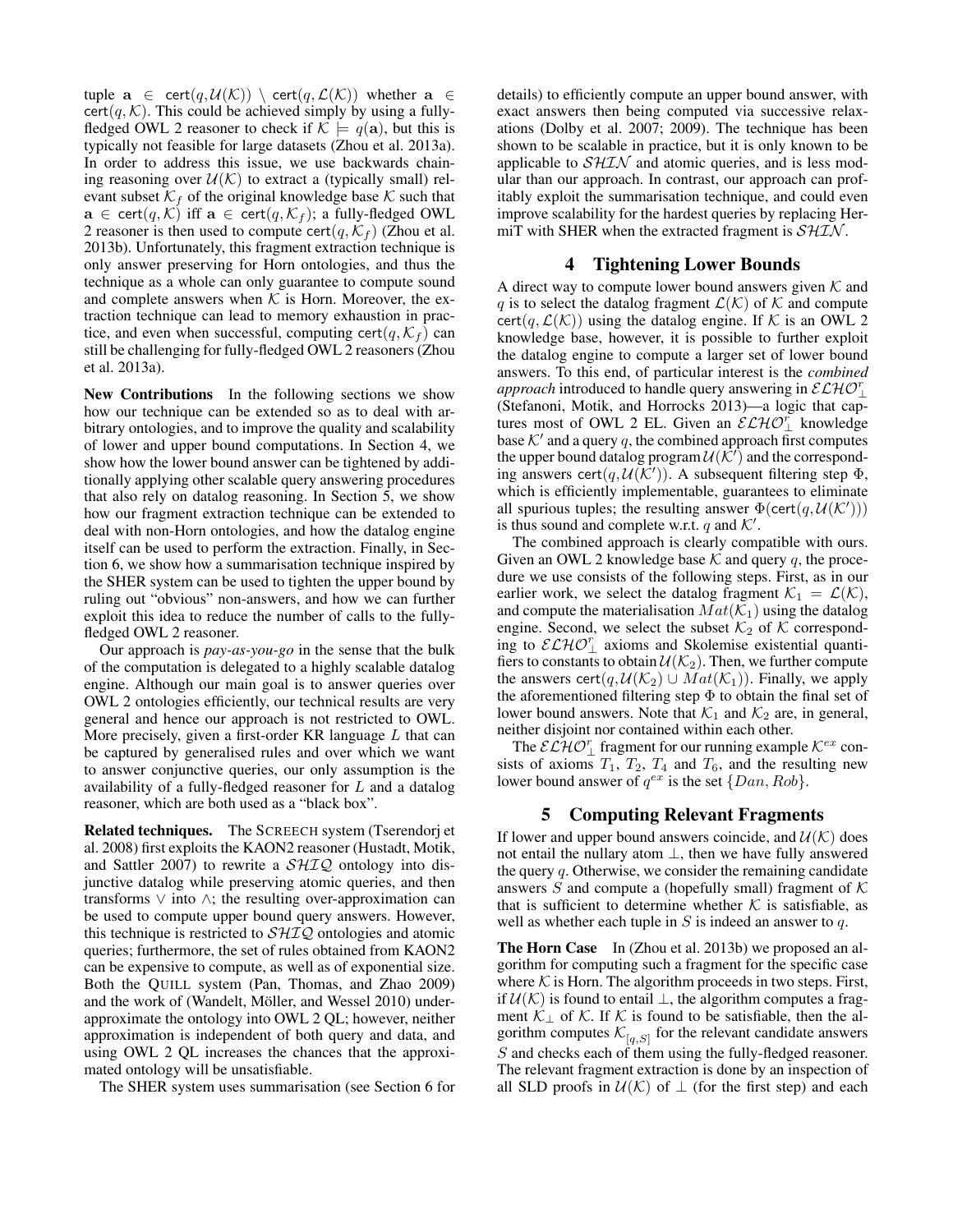tuple $\mathbf{a} \in \mathsf{cert}(q, \mathcal{U}(\mathcal{K})) \setminus \mathsf{cert}(q, \mathcal{L}(\mathcal{K}))$ whether $\mathbf{a} \in \mathsf{cert}(q, \mathcal{K})$. This could be achieved simply by using a fully-fledged OWL 2 reasoner to check if $\mathcal{K} \models q(\mathbf{a})$, but this is typically not feasible for large datasets (Zhou et al. 2013a). In order to address this issue, we use backwards chaining reasoning over $\mathcal{U}(\mathcal{K})$ to extract a (typically small) relevant subset $\mathcal{K}_f$ of the original knowledge base $\mathcal{K}$ such that $\mathbf{a} \in \mathsf{cert}(q, \mathcal{K})$ iff $\mathbf{a} \in \mathsf{cert}(q, \mathcal{K}_f)$; a fully-fledged OWL 2 reasoner is then used to compute $\mathsf{cert}(q, \mathcal{K}_f)$ (Zhou et al. 2013b). Unfortunately, this fragment extraction technique is only answer preserving for Horn ontologies, and thus the technique as a whole can only guarantee to compute sound and complete answers when $\mathcal{K}$ is Horn. Moreover, the extraction technique can lead to memory exhaustion in practice, and even when successful, computing $\mathsf{cert}(q, \mathcal{K}_f)$ can still be challenging for fully-fledged OWL 2 reasoners (Zhou et al. 2013a).

**New Contributions** In the following sections we show how our technique can be extended so as to deal with arbitrary ontologies, and to improve the quality and scalability of lower and upper bound computations. In Section 4, we show how the lower bound answer can be tightened by additionally applying other scalable query answering procedures that also rely on datalog reasoning. In Section 5, we show how our fragment extraction technique can be extended to deal with non-Horn ontologies, and how the datalog engine itself can be used to perform the extraction. Finally, in Section 6, we show how a summarisation technique inspired by the SHER system can be used to tighten the upper bound by ruling out "obvious" non-answers, and how we can further exploit this idea to reduce the number of calls to the fully-fledged OWL 2 reasoner.

Our approach is *pay-as-you-go* in the sense that the bulk of the computation is delegated to a highly scalable datalog engine. Although our main goal is to answer queries over OWL 2 ontologies efficiently, our technical results are very general and hence our approach is not restricted to OWL. More precisely, given a first-order KR language $L$ that can be captured by generalised rules and over which we want to answer conjunctive queries, our only assumption is the availability of a fully-fledged reasoner for $L$ and a datalog reasoner, which are both used as a "black box".

**Related techniques.** The SCREECH system (Tserendorj et al. 2008) first exploits the KAON2 reasoner (Hustadt, Motik, and Sattler 2007) to rewrite a $\mathcal{SHIQ}$ ontology into disjunctive datalog while preserving atomic queries, and then transforms $\vee$ into $\wedge$; the resulting over-approximation can be used to compute upper bound query answers. However, this technique is restricted to $\mathcal{SHIQ}$ ontologies and atomic queries; furthermore, the set of rules obtained from KAON2 can be expensive to compute, as well as of exponential size. Both the QUILL system (Pan, Thomas, and Zhao 2009) and the work of (Wandelt, Möller, and Wessel 2010) under-approximate the ontology into OWL 2 QL; however, neither approximation is independent of both query and data, and using OWL 2 QL increases the chances that the approximated ontology will be unsatisfiable.

The SHER system uses summarisation (see Section 6 for details) to efficiently compute an upper bound answer, with exact answers then being computed via successive relaxations (Dolby et al. 2007; 2009). The technique has been shown to be scalable in practice, but it is only known to be applicable to $\mathcal{SHIN}$ and atomic queries, and is less modular than our approach. In contrast, our approach can profitably exploit the summarisation technique, and could even improve scalability for the hardest queries by replacing HermiT with SHER when the extracted fragment is $\mathcal{SHIN}$.

## 4 Tightening Lower Bounds

A direct way to compute lower bound answers given $\mathcal{K}$ and $q$ is to select the datalog fragment $\mathcal{L}(\mathcal{K})$ of $\mathcal{K}$ and compute $\mathsf{cert}(q, \mathcal{L}(\mathcal{K}))$ using the datalog engine. If $\mathcal{K}$ is an OWL 2 knowledge base, however, it is possible to further exploit the datalog engine to compute a larger set of lower bound answers. To this end, of particular interest is the *combined approach* introduced to handle query answering in $\mathcal{ELHO}^r_\bot$ (Stefanoni, Motik, and Horrocks 2013)—a logic that captures most of OWL 2 EL. Given an $\mathcal{ELHO}^r_\bot$ knowledge base $\mathcal{K}'$ and a query $q$, the combined approach first computes the upper bound datalog program $\mathcal{U}(\mathcal{K}')$ and the corresponding answers $\mathsf{cert}(q, \mathcal{U}(\mathcal{K}'))$. A subsequent filtering step $\Phi$, which is efficiently implementable, guarantees to eliminate all spurious tuples; the resulting answer $\Phi(\mathsf{cert}(q, \mathcal{U}(\mathcal{K}')))$ is thus sound and complete w.r.t. $q$ and $\mathcal{K}'$.

The combined approach is clearly compatible with ours. Given an OWL 2 knowledge base $\mathcal{K}$ and query $q$, the procedure we use consists of the following steps. First, as in our earlier work, we select the datalog fragment $\mathcal{K}_1 = \mathcal{L}(\mathcal{K})$, and compute the materialisation $Mat(\mathcal{K}_1)$ using the datalog engine. Second, we select the subset $\mathcal{K}_2$ of $\mathcal{K}$ corresponding to $\mathcal{ELHO}^r_\bot$ axioms and Skolemise existential quantifiers to constants to obtain $\mathcal{U}(\mathcal{K}_2)$. Then, we further compute the answers $\mathsf{cert}(q, \mathcal{U}(\mathcal{K}_2) \cup Mat(\mathcal{K}_1))$. Finally, we apply the aforementioned filtering step $\Phi$ to obtain the final set of lower bound answers. Note that $\mathcal{K}_1$ and $\mathcal{K}_2$ are, in general, neither disjoint nor contained within each other.

The $\mathcal{ELHO}^r_\bot$ fragment for our running example $\mathcal{K}^{ex}$ consists of axioms $T_1$, $T_2$, $T_4$ and $T_6$, and the resulting new lower bound answer of $q^{ex}$ is the set $\{Dan, Rob\}$.

## 5 Computing Relevant Fragments

If lower and upper bound answers coincide, and $\mathcal{U}(\mathcal{K})$ does not entail the nullary atom $\bot$, then we have fully answered the query $q$. Otherwise, we consider the remaining candidate answers $S$ and compute a (hopefully small) fragment of $\mathcal{K}$ that is sufficient to determine whether $\mathcal{K}$ is satisfiable, as well as whether each tuple in $S$ is indeed an answer to $q$.

**The Horn Case** In (Zhou et al. 2013b) we proposed an algorithm for computing such a fragment for the specific case where $\mathcal{K}$ is Horn. The algorithm proceeds in two steps. First, if $\mathcal{U}(\mathcal{K})$ is found to entail $\bot$, the algorithm computes a fragment $\mathcal{K}_\bot$ of $\mathcal{K}$. If $\mathcal{K}$ is found to be satisfiable, then the algorithm computes $\mathcal{K}_{[q,S]}$ for the relevant candidate answers $S$ and checks each of them using the fully-fledged reasoner. The relevant fragment extraction is done by an inspection of all SLD proofs in $\mathcal{U}(\mathcal{K})$ of $\bot$ (for the first step) and each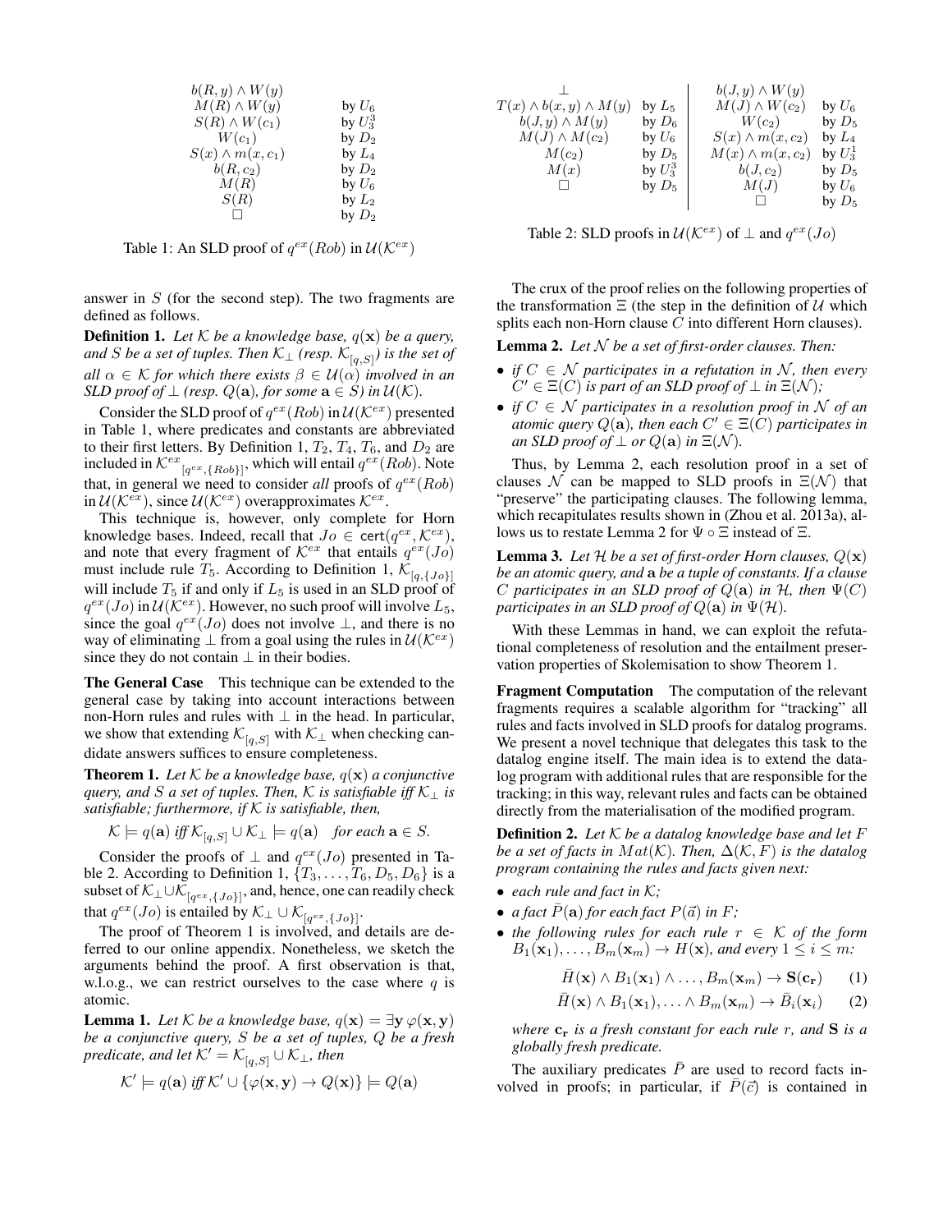| | |
|---|---|
| $b(R,y) \wedge W(y)$ | |
| $M(R) \wedge W(y)$ | by $U_6$ |
| $S(R) \wedge W(c_1)$ | by $U_3^3$ |
| $W(c_1)$ | by $D_2$ |
| $S(x) \wedge m(x, c_1)$ | by $L_4$ |
| $b(R, c_2)$ | by $D_2$ |
| $M(R)$ | by $U_6$ |
| $S(R)$ | by $L_2$ |
| $\square$ | by $D_2$ |

Table 1: An SLD proof of $q^{ex}(Rob)$ in $\mathcal{U}(\mathcal{K}^{ex})$

| | | | |
|---|---|---|---|
| $\bot$ | | $b(J,y) \wedge W(y)$ | |
| $T(x) \wedge b(x,y) \wedge M(y)$ | by $L_5$ | $M(J) \wedge W(c_2)$ | by $U_6$ |
| $b(J,y) \wedge M(y)$ | by $D_6$ | $W(c_2)$ | by $D_5$ |
| $M(J) \wedge M(c_2)$ | by $U_6$ | $S(x) \wedge m(x, c_2)$ | by $L_4$ |
| $M(c_2)$ | by $D_5$ | $M(x) \wedge m(x, c_2)$ | by $U_3^1$ |
| $M(x)$ | by $U_3^3$ | $b(J, c_2)$ | by $D_5$ |
| $\square$ | by $D_5$ | $M(J)$ | by $U_6$ |
| | | $\square$ | by $D_5$ |

Table 2: SLD proofs in $\mathcal{U}(\mathcal{K}^{ex})$ of $\bot$ and $q^{ex}(Jo)$

answer in $S$ (for the second step). The two fragments are defined as follows.

**Definition 1.** *Let $\mathcal{K}$ be a knowledge base, $q(\mathbf{x})$ be a query, and $S$ be a set of tuples. Then $\mathcal{K}_\bot$ (resp. $\mathcal{K}_{[q,S]}$) is the set of all $\alpha \in \mathcal{K}$ for which there exists $\beta \in \mathcal{U}(\alpha)$ involved in an SLD proof of $\bot$ (resp. $Q(\mathbf{a})$, for some $\mathbf{a} \in S$) in $\mathcal{U}(\mathcal{K})$.*

Consider the SLD proof of $q^{ex}(Rob)$ in $\mathcal{U}(\mathcal{K}^{ex})$ presented in Table 1, where predicates and constants are abbreviated to their first letters. By Definition 1, $T_2$, $T_4$, $T_6$, and $D_2$ are included in $\mathcal{K}^{ex}{}_{[q^{ex},\{Rob\}]}$, which will entail $q^{ex}(Rob)$. Note that, in general we need to consider *all* proofs of $q^{ex}(Rob)$ in $\mathcal{U}(\mathcal{K}^{ex})$, since $\mathcal{U}(\mathcal{K}^{ex})$ overapproximates $\mathcal{K}^{ex}$.

This technique is, however, only complete for Horn knowledge bases. Indeed, recall that $Jo \in \mathsf{cert}(q^{ex}, \mathcal{K}^{ex})$, and note that every fragment of $\mathcal{K}^{ex}$ that entails $q^{ex}(Jo)$ must include rule $T_5$. According to Definition 1, $\mathcal{K}_{[q,\{Jo\}]}$ will include $T_5$ if and only if $L_5$ is used in an SLD proof of $q^{ex}(Jo)$ in $\mathcal{U}(\mathcal{K}^{ex})$. However, no such proof will involve $L_5$, since the goal $q^{ex}(Jo)$ does not involve $\bot$, and there is no way of eliminating $\bot$ from a goal using the rules in $\mathcal{U}(\mathcal{K}^{ex})$ since they do not contain $\bot$ in their bodies.

**The General Case** This technique can be extended to the general case by taking into account interactions between non-Horn rules and rules with $\bot$ in the head. In particular, we show that extending $\mathcal{K}_{[q,S]}$ with $\mathcal{K}_\bot$ when checking candidate answers suffices to ensure completeness.

**Theorem 1.** *Let $\mathcal{K}$ be a knowledge base, $q(\mathbf{x})$ a conjunctive query, and $S$ a set of tuples. Then, $\mathcal{K}$ is satisfiable iff $\mathcal{K}_\bot$ is satisfiable; furthermore, if $\mathcal{K}$ is satisfiable, then,*

$$\mathcal{K} \models q(\mathbf{a}) \text{ iff } \mathcal{K}_{[q,S]} \cup \mathcal{K}_\bot \models q(\mathbf{a}) \quad \text{for each } \mathbf{a} \in S.$$

Consider the proofs of $\bot$ and $q^{ex}(Jo)$ presented in Table 2. According to Definition 1, $\{T_3, \ldots, T_6, D_5, D_6\}$ is a subset of $\mathcal{K}_\bot \cup \mathcal{K}_{[q^{ex},\{Jo\}]}$, and, hence, one can readily check that $q^{ex}(Jo)$ is entailed by $\mathcal{K}_\bot \cup \mathcal{K}_{[q^{ex},\{Jo\}]}$.

The proof of Theorem 1 is involved, and details are deferred to our online appendix. Nonetheless, we sketch the arguments behind the proof. A first observation is that, w.l.o.g., we can restrict ourselves to the case where $q$ is atomic.

**Lemma 1.** *Let $\mathcal{K}$ be a knowledge base, $q(\mathbf{x}) = \exists \mathbf{y}\, \varphi(\mathbf{x}, \mathbf{y})$ be a conjunctive query, $S$ be a set of tuples, $Q$ be a fresh predicate, and let $\mathcal{K}' = \mathcal{K}_{[q,S]} \cup \mathcal{K}_\bot$, then*

$$\mathcal{K}' \models q(\mathbf{a}) \text{ iff } \mathcal{K}' \cup \{\varphi(\mathbf{x}, \mathbf{y}) \rightarrow Q(\mathbf{x})\} \models Q(\mathbf{a})$$

The crux of the proof relies on the following properties of the transformation $\Xi$ (the step in the definition of $\mathcal{U}$ which splits each non-Horn clause $C$ into different Horn clauses).

**Lemma 2.** *Let $\mathcal{N}$ be a set of first-order clauses. Then:*

- *if $C \in \mathcal{N}$ participates in a refutation in $\mathcal{N}$, then every $C' \in \Xi(C)$ is part of an SLD proof of $\bot$ in $\Xi(\mathcal{N})$;*
- *if $C \in \mathcal{N}$ participates in a resolution proof in $\mathcal{N}$ of an atomic query $Q(\mathbf{a})$, then each $C' \in \Xi(C)$ participates in an SLD proof of $\bot$ or $Q(\mathbf{a})$ in $\Xi(\mathcal{N})$.*

Thus, by Lemma 2, each resolution proof in a set of clauses $\mathcal{N}$ can be mapped to SLD proofs in $\Xi(\mathcal{N})$ that "preserve" the participating clauses. The following lemma, which recapitulates results shown in (Zhou et al. 2013a), allows us to restate Lemma 2 for $\Psi \circ \Xi$ instead of $\Xi$.

**Lemma 3.** *Let $\mathcal{H}$ be a set of first-order Horn clauses, $Q(\mathbf{x})$ be an atomic query, and $\mathbf{a}$ be a tuple of constants. If a clause $C$ participates in an SLD proof of $Q(\mathbf{a})$ in $\mathcal{H}$, then $\Psi(C)$ participates in an SLD proof of $Q(\mathbf{a})$ in $\Psi(\mathcal{H})$.*

With these Lemmas in hand, we can exploit the refutational completeness of resolution and the entailment preservation properties of Skolemisation to show Theorem 1.

**Fragment Computation** The computation of the relevant fragments requires a scalable algorithm for "tracking" all rules and facts involved in SLD proofs for datalog programs. We present a novel technique that delegates this task to the datalog engine itself. The main idea is to extend the datalog program with additional rules that are responsible for the tracking; in this way, relevant rules and facts can be obtained directly from the materialisation of the modified program.

**Definition 2.** *Let $\mathcal{K}$ be a datalog knowledge base and let $F$ be a set of facts in $Mat(\mathcal{K})$. Then, $\Delta(\mathcal{K}, F)$ is the datalog program containing the rules and facts given next:*

- *each rule and fact in $\mathcal{K}$;*
- *a fact $\bar{P}(\mathbf{a})$ for each fact $P(\vec{a})$ in $F$;*
- *the following rules for each rule $r \in \mathcal{K}$ of the form $B_1(\mathbf{x}_1), \ldots, B_m(\mathbf{x}_m) \rightarrow H(\mathbf{x})$, and every $1 \leq i \leq m$:*

$$\bar{H}(\mathbf{x}) \wedge B_1(\mathbf{x}_1) \wedge \ldots, B_m(\mathbf{x}_m) \rightarrow \mathbf{S}(\mathbf{c_r}) \qquad (1)$$

$$\bar{H}(\mathbf{x}) \wedge B_1(\mathbf{x}_1), \ldots \wedge B_m(\mathbf{x}_m) \rightarrow \bar{B}_i(\mathbf{x}_i) \qquad (2)$$

*where $\mathbf{c_r}$ is a fresh constant for each rule $r$, and $\mathbf{S}$ is a globally fresh predicate.*

The auxiliary predicates $\bar{P}$ are used to record facts involved in proofs; in particular, if $\bar{P}(\vec{c})$ is contained in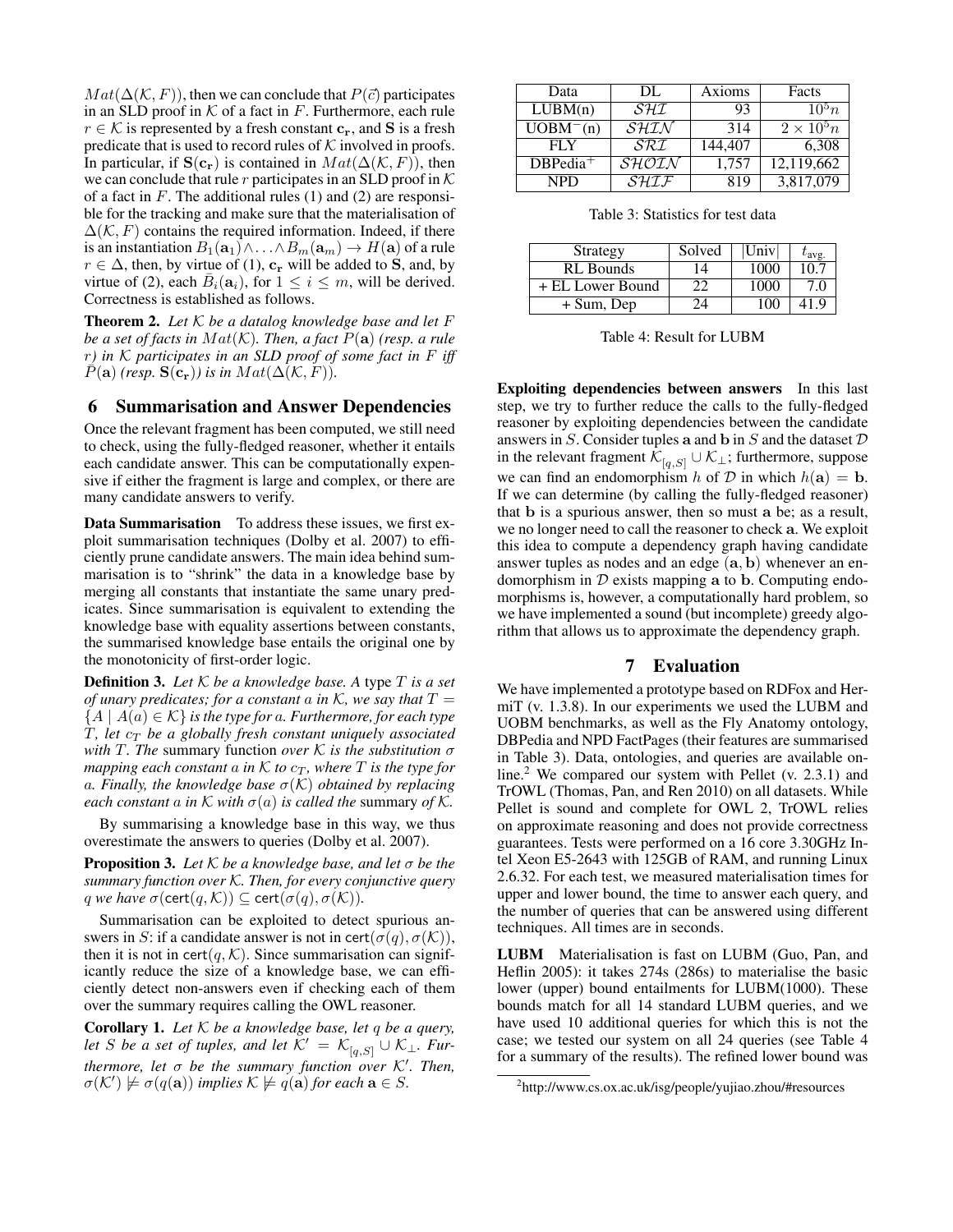$Mat(\Delta(\mathcal{K}, F))$, then we can conclude that $P(\vec{c})$ participates in an SLD proof in $\mathcal{K}$ of a fact in $F$. Furthermore, each rule $r \in \mathcal{K}$ is represented by a fresh constant $\mathbf{c_r}$, and $\mathbf{S}$ is a fresh predicate that is used to record rules of $\mathcal{K}$ involved in proofs. In particular, if $\mathbf{S}(\mathbf{c_r})$ is contained in $Mat(\Delta(\mathcal{K}, F))$, then we can conclude that rule $r$ participates in an SLD proof in $\mathcal{K}$ of a fact in $F$. The additional rules (1) and (2) are responsible for the tracking and make sure that the materialisation of $\Delta(\mathcal{K}, F)$ contains the required information. Indeed, if there is an instantiation $B_1(\mathbf{a}_1) \wedge \ldots \wedge B_m(\mathbf{a}_m) \rightarrow H(\mathbf{a})$ of a rule $r \in \Delta$, then, by virtue of (1), $\mathbf{c_r}$ will be added to $\mathbf{S}$, and, by virtue of (2), each $\bar{B}_i(\mathbf{a}_i)$, for $1 \leq i \leq m$, will be derived. Correctness is established as follows.

**Theorem 2.** *Let $\mathcal{K}$ be a datalog knowledge base and let $F$ be a set of facts in $Mat(\mathcal{K})$. Then, a fact $P(\mathbf{a})$ (resp. a rule $r$) in $\mathcal{K}$ participates in an SLD proof of some fact in $F$ iff $\bar{P}(\mathbf{a})$ (resp. $\mathbf{S}(\mathbf{c_r})$) is in $Mat(\Delta(\mathcal{K}, F))$.*

## 6 Summarisation and Answer Dependencies

Once the relevant fragment has been computed, we still need to check, using the fully-fledged reasoner, whether it entails each candidate answer. This can be computationally expensive if either the fragment is large and complex, or there are many candidate answers to verify.

**Data Summarisation** To address these issues, we first exploit summarisation techniques (Dolby et al. 2007) to efficiently prune candidate answers. The main idea behind summarisation is to "shrink" the data in a knowledge base by merging all constants that instantiate the same unary predicates. Since summarisation is equivalent to extending the knowledge base with equality assertions between constants, the summarised knowledge base entails the original one by the monotonicity of first-order logic.

**Definition 3.** *Let $\mathcal{K}$ be a knowledge base. A* type *$T$ is a set of unary predicates; for a constant $a$ in $\mathcal{K}$, we say that $T = \{A \mid A(a) \in \mathcal{K}\}$ is the type for $a$. Furthermore, for each type $T$, let $c_T$ be a globally fresh constant uniquely associated with $T$. The* summary function *over $\mathcal{K}$ is the substitution $\sigma$ mapping each constant $a$ in $\mathcal{K}$ to $c_T$, where $T$ is the type for $a$. Finally, the knowledge base $\sigma(\mathcal{K})$ obtained by replacing each constant $a$ in $\mathcal{K}$ with $\sigma(a)$ is called the* summary *of $\mathcal{K}$.*

By summarising a knowledge base in this way, we thus overestimate the answers to queries (Dolby et al. 2007).

**Proposition 3.** *Let $\mathcal{K}$ be a knowledge base, and let $\sigma$ be the summary function over $\mathcal{K}$. Then, for every conjunctive query $q$ we have $\sigma(\mathsf{cert}(q, \mathcal{K})) \subseteq \mathsf{cert}(\sigma(q), \sigma(\mathcal{K}))$.*

Summarisation can be exploited to detect spurious answers in $S$: if a candidate answer is not in $\mathsf{cert}(\sigma(q), \sigma(\mathcal{K}))$, then it is not in $\mathsf{cert}(q, \mathcal{K})$. Since summarisation can significantly reduce the size of a knowledge base, we can efficiently detect non-answers even if checking each of them over the summary requires calling the OWL reasoner.

**Corollary 1.** *Let $\mathcal{K}$ be a knowledge base, let $q$ be a query, let $S$ be a set of tuples, and let $\mathcal{K}' = \mathcal{K}_{[q,S]} \cup \mathcal{K}_{\bot}$. Furthermore, let $\sigma$ be the summary function over $\mathcal{K}'$. Then, $\sigma(\mathcal{K}') \not\models \sigma(q(\mathbf{a}))$ implies $\mathcal{K} \not\models q(\mathbf{a})$ for each $\mathbf{a} \in S$.*

| Data | DL | Axioms | Facts |
|---|---|---|---|
| LUBM(n) | $\mathcal{SHI}$ | 93 | $10^5 n$ |
| UOBM$^-$(n) | $\mathcal{SHIN}$ | 314 | $2 \times 10^5 n$ |
| FLY | $\mathcal{SRI}$ | 144,407 | 6,308 |
| DBPedia$^+$ | $\mathcal{SHOIN}$ | 1,757 | 12,119,662 |
| NPD | $\mathcal{SHIF}$ | 819 | 3,817,079 |

Table 3: Statistics for test data

| Strategy | Solved | \|Univ\| | $t_{\text{avg.}}$ |
|---|---|---|---|
| RL Bounds | 14 | 1000 | 10.7 |
| + EL Lower Bound | 22 | 1000 | 7.0 |
| + Sum, Dep | 24 | 100 | 41.9 |

Table 4: Result for LUBM

**Exploiting dependencies between answers** In this last step, we try to further reduce the calls to the fully-fledged reasoner by exploiting dependencies between the candidate answers in $S$. Consider tuples $\mathbf{a}$ and $\mathbf{b}$ in $S$ and the dataset $\mathcal{D}$ in the relevant fragment $\mathcal{K}_{[q,S]} \cup \mathcal{K}_{\bot}$; furthermore, suppose we can find an endomorphism $h$ of $\mathcal{D}$ in which $h(\mathbf{a}) = \mathbf{b}$. If we can determine (by calling the fully-fledged reasoner) that $\mathbf{b}$ is a spurious answer, then so must $\mathbf{a}$ be; as a result, we no longer need to call the reasoner to check $\mathbf{a}$. We exploit this idea to compute a dependency graph having candidate answer tuples as nodes and an edge $(\mathbf{a}, \mathbf{b})$ whenever an endomorphism in $\mathcal{D}$ exists mapping $\mathbf{a}$ to $\mathbf{b}$. Computing endomorphisms is, however, a computationally hard problem, so we have implemented a sound (but incomplete) greedy algorithm that allows us to approximate the dependency graph.

## 7 Evaluation

We have implemented a prototype based on RDFox and HermiT (v. 1.3.8). In our experiments we used the LUBM and UOBM benchmarks, as well as the Fly Anatomy ontology, DBPedia and NPD FactPages (their features are summarised in Table 3). Data, ontologies, and queries are available online.[2] We compared our system with Pellet (v. 2.3.1) and TrOWL (Thomas, Pan, and Ren 2010) on all datasets. While Pellet is sound and complete for OWL 2, TrOWL relies on approximate reasoning and does not provide correctness guarantees. Tests were performed on a 16 core 3.30GHz Intel Xeon E5-2643 with 125GB of RAM, and running Linux 2.6.32. For each test, we measured materialisation times for upper and lower bound, the time to answer each query, and the number of queries that can be answered using different techniques. All times are in seconds.

**LUBM** Materialisation is fast on LUBM (Guo, Pan, and Heflin 2005): it takes 274s (286s) to materialise the basic lower (upper) bound entailments for LUBM(1000). These bounds match for all 14 standard LUBM queries, and we have used 10 additional queries for which this is not the case; we tested our system on all 24 queries (see Table 4 for a summary of the results). The refined lower bound was

[2] http://www.cs.ox.ac.uk/isg/people/yujiao.zhou/#resources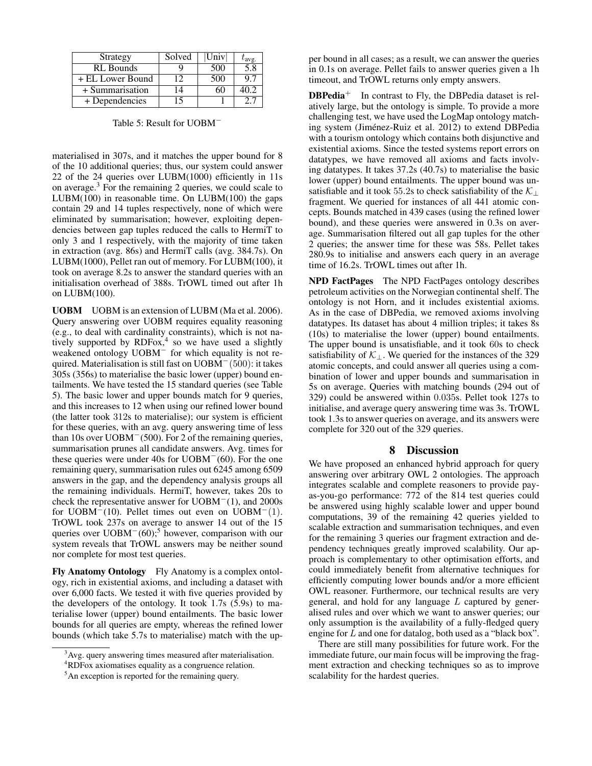| Strategy | Solved | \|Univ\| | $t_{\text{avg.}}$ |
|---|---|---|---|
| RL Bounds | 9 | 500 | 5.8 |
| + EL Lower Bound | 12 | 500 | 9.7 |
| + Summarisation | 14 | 60 | 40.2 |
| + Dependencies | 15 | 1 | 2.7 |

Table 5: Result for UOBM$^{-}$

materialised in 307s, and it matches the upper bound for 8 of the 10 additional queries; thus, our system could answer 22 of the 24 queries over LUBM(1000) efficiently in 11s on average.[3] For the remaining 2 queries, we could scale to LUBM(100) in reasonable time. On LUBM(100) the gaps contain 29 and 14 tuples respectively, none of which were eliminated by summarisation; however, exploiting dependencies between gap tuples reduced the calls to HermiT to only 3 and 1 respectively, with the majority of time taken in extraction (avg. 86s) and HermiT calls (avg. 384.7s). On LUBM(1000), Pellet ran out of memory. For LUBM(100), it took on average 8.2s to answer the standard queries with an initialisation overhead of 388s. TrOWL timed out after 1h on LUBM(100).

**UOBM** UOBM is an extension of LUBM (Ma et al. 2006). Query answering over UOBM requires equality reasoning (e.g., to deal with cardinality constraints), which is not natively supported by RDFox,[4] so we have used a slightly weakened ontology UOBM$^{-}$ for which equality is not required. Materialisation is still fast on UOBM$^{-}(500)$: it takes 305s (356s) to materialise the basic lower (upper) bound entailments. We have tested the 15 standard queries (see Table 5). The basic lower and upper bounds match for 9 queries, and this increases to 12 when using our refined lower bound (the latter took 312s to materialise); our system is efficient for these queries, with an avg. query answering time of less than 10s over UOBM$^{-}$(500). For 2 of the remaining queries, summarisation prunes all candidate answers. Avg. times for these queries were under 40s for UOBM$^{-}$(60). For the one remaining query, summarisation rules out 6245 among 6509 answers in the gap, and the dependency analysis groups all the remaining individuals. HermiT, however, takes 20s to check the representative answer for UOBM$^{-}$(1), and 2000s for UOBM$^{-}$(10). Pellet times out even on UOBM$^{-}(1)$. TrOWL took 237s on average to answer 14 out of the 15 queries over UOBM$^{-}$(60);[5] however, comparison with our system reveals that TrOWL answers may be neither sound nor complete for most test queries.

**Fly Anatomy Ontology** Fly Anatomy is a complex ontology, rich in existential axioms, and including a dataset with over 6,000 facts. We tested it with five queries provided by the developers of the ontology. It took 1.7s (5.9s) to materialise lower (upper) bound entailments. The basic lower bounds for all queries are empty, whereas the refined lower bounds (which take 5.7s to materialise) match with the upper bound in all cases; as a result, we can answer the queries in 0.1s on average. Pellet fails to answer queries given a 1h timeout, and TrOWL returns only empty answers.

**DBPedia$^{+}$** In contrast to Fly, the DBPedia dataset is relatively large, but the ontology is simple. To provide a more challenging test, we have used the LogMap ontology matching system (Jiménez-Ruiz et al. 2012) to extend DBPedia with a tourism ontology which contains both disjunctive and existential axioms. Since the tested systems report errors on datatypes, we have removed all axioms and facts involving datatypes. It takes 37.2s (40.7s) to materialise the basic lower (upper) bound entailments. The upper bound was unsatisfiable and it took 55.2s to check satisfiability of the $\mathcal{K}_{\bot}$ fragment. We queried for instances of all 441 atomic concepts. Bounds matched in 439 cases (using the refined lower bound), and these queries were answered in 0.3s on average. Summarisation filtered out all gap tuples for the other 2 queries; the answer time for these was 58s. Pellet takes 280.9s to initialise and answers each query in an average time of 16.2s. TrOWL times out after 1h.

**NPD FactPages** The NPD FactPages ontology describes petroleum activities on the Norwegian continental shelf. The ontology is not Horn, and it includes existential axioms. As in the case of DBPedia, we removed axioms involving datatypes. Its dataset has about 4 million triples; it takes 8s (10s) to materialise the lower (upper) bound entailments. The upper bound is unsatisfiable, and it took 60s to check satisfiability of $\mathcal{K}_{\bot}$. We queried for the instances of the 329 atomic concepts, and could answer all queries using a combination of lower and upper bounds and summarisation in 5s on average. Queries with matching bounds (294 out of 329) could be answered within $0.035$s. Pellet took 127s to initialise, and average query answering time was 3s. TrOWL took 1.3s to answer queries on average, and its answers were complete for 320 out of the 329 queries.

## 8 Discussion

We have proposed an enhanced hybrid approach for query answering over arbitrary OWL 2 ontologies. The approach integrates scalable and complete reasoners to provide pay-as-you-go performance: 772 of the 814 test queries could be answered using highly scalable lower and upper bound computations, 39 of the remaining 42 queries yielded to scalable extraction and summarisation techniques, and even for the remaining 3 queries our fragment extraction and dependency techniques greatly improved scalability. Our approach is complementary to other optimisation efforts, and could immediately benefit from alternative techniques for efficiently computing lower bounds and/or a more efficient OWL reasoner. Furthermore, our technical results are very general, and hold for any language $L$ captured by generalised rules and over which we want to answer queries; our only assumption is the availability of a fully-fledged query engine for $L$ and one for datalog, both used as a "black box".

There are still many possibilities for future work. For the immediate future, our main focus will be improving the fragment extraction and checking techniques so as to improve scalability for the hardest queries.

[3] Avg. query answering times measured after materialisation.

[4] RDFox axiomatises equality as a congruence relation.

[5] An exception is reported for the remaining query.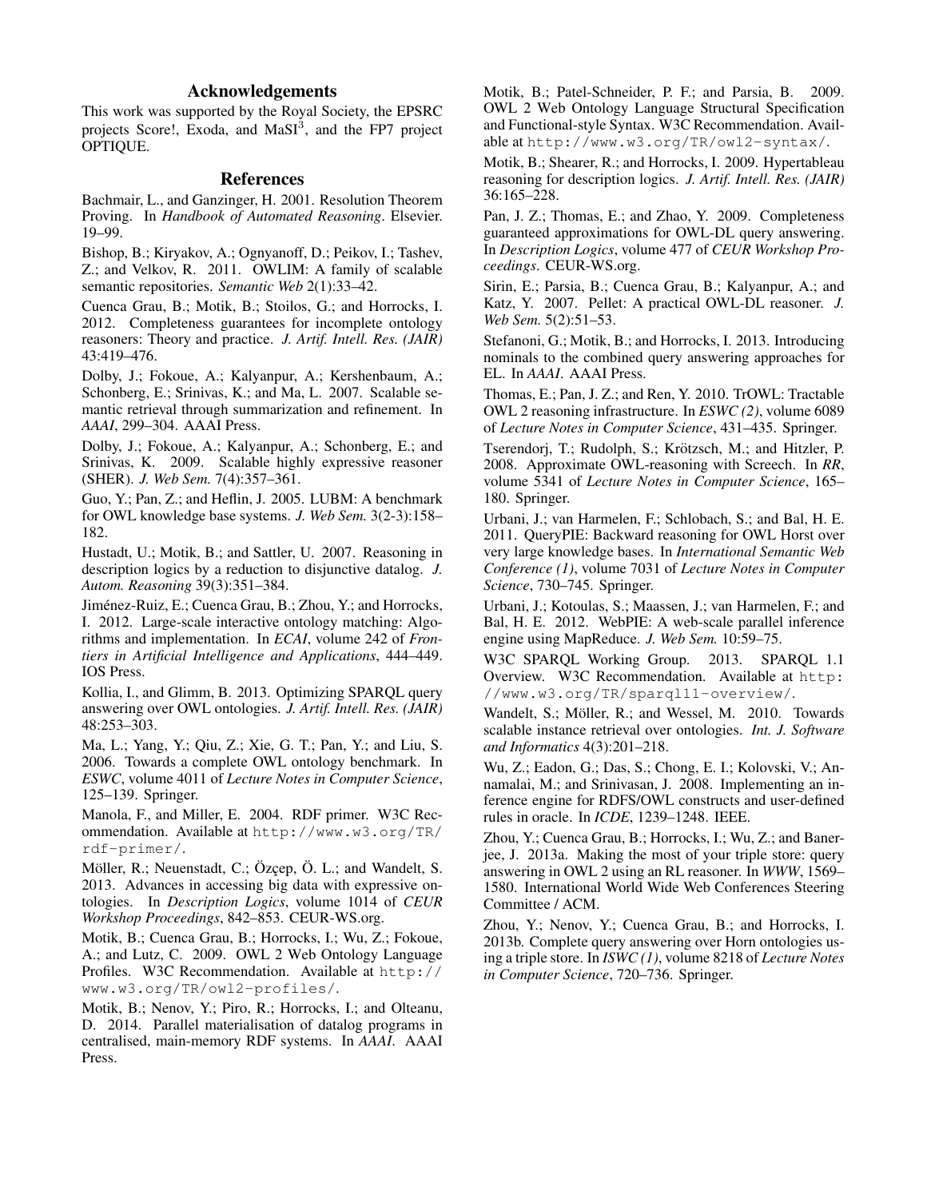## Acknowledgements

This work was supported by the Royal Society, the EPSRC projects Score!, Exoda, and MaSI[3], and the FP7 project OPTIQUE.

## References

Bachmair, L., and Ganzinger, H. 2001. Resolution Theorem Proving. In *Handbook of Automated Reasoning*. Elsevier. 19–99.

Bishop, B.; Kiryakov, A.; Ognyanoff, D.; Peikov, I.; Tashev, Z.; and Velkov, R. 2011. OWLIM: A family of scalable semantic repositories. *Semantic Web* 2(1):33–42.

Cuenca Grau, B.; Motik, B.; Stoilos, G.; and Horrocks, I. 2012. Completeness guarantees for incomplete ontology reasoners: Theory and practice. *J. Artif. Intell. Res. (JAIR)* 43:419–476.

Dolby, J.; Fokoue, A.; Kalyanpur, A.; Kershenbaum, A.; Schonberg, E.; Srinivas, K.; and Ma, L. 2007. Scalable semantic retrieval through summarization and refinement. In *AAAI*, 299–304. AAAI Press.

Dolby, J.; Fokoue, A.; Kalyanpur, A.; Schonberg, E.; and Srinivas, K. 2009. Scalable highly expressive reasoner (SHER). *J. Web Sem.* 7(4):357–361.

Guo, Y.; Pan, Z.; and Heflin, J. 2005. LUBM: A benchmark for OWL knowledge base systems. *J. Web Sem.* 3(2-3):158–182.

Hustadt, U.; Motik, B.; and Sattler, U. 2007. Reasoning in description logics by a reduction to disjunctive datalog. *J. Autom. Reasoning* 39(3):351–384.

Jiménez-Ruiz, E.; Cuenca Grau, B.; Zhou, Y.; and Horrocks, I. 2012. Large-scale interactive ontology matching: Algorithms and implementation. In *ECAI*, volume 242 of *Frontiers in Artificial Intelligence and Applications*, 444–449. IOS Press.

Kollia, I., and Glimm, B. 2013. Optimizing SPARQL query answering over OWL ontologies. *J. Artif. Intell. Res. (JAIR)* 48:253–303.

Ma, L.; Yang, Y.; Qiu, Z.; Xie, G. T.; Pan, Y.; and Liu, S. 2006. Towards a complete OWL ontology benchmark. In *ESWC*, volume 4011 of *Lecture Notes in Computer Science*, 125–139. Springer.

Manola, F., and Miller, E. 2004. RDF primer. W3C Recommendation. Available at `http://www.w3.org/TR/rdf-primer/`.

Möller, R.; Neuenstadt, C.; Özçep, Ö. L.; and Wandelt, S. 2013. Advances in accessing big data with expressive ontologies. In *Description Logics*, volume 1014 of *CEUR Workshop Proceedings*, 842–853. CEUR-WS.org.

Motik, B.; Cuenca Grau, B.; Horrocks, I.; Wu, Z.; Fokoue, A.; and Lutz, C. 2009. OWL 2 Web Ontology Language Profiles. W3C Recommendation. Available at `http://www.w3.org/TR/owl2-profiles/`.

Motik, B.; Nenov, Y.; Piro, R.; Horrocks, I.; and Olteanu, D. 2014. Parallel materialisation of datalog programs in centralised, main-memory RDF systems. In *AAAI*. AAAI Press.

Motik, B.; Patel-Schneider, P. F.; and Parsia, B. 2009. OWL 2 Web Ontology Language Structural Specification and Functional-style Syntax. W3C Recommendation. Available at `http://www.w3.org/TR/owl2-syntax/`.

Motik, B.; Shearer, R.; and Horrocks, I. 2009. Hypertableau reasoning for description logics. *J. Artif. Intell. Res. (JAIR)* 36:165–228.

Pan, J. Z.; Thomas, E.; and Zhao, Y. 2009. Completeness guaranteed approximations for OWL-DL query answering. In *Description Logics*, volume 477 of *CEUR Workshop Proceedings*. CEUR-WS.org.

Sirin, E.; Parsia, B.; Cuenca Grau, B.; Kalyanpur, A.; and Katz, Y. 2007. Pellet: A practical OWL-DL reasoner. *J. Web Sem.* 5(2):51–53.

Stefanoni, G.; Motik, B.; and Horrocks, I. 2013. Introducing nominals to the combined query answering approaches for EL. In *AAAI*. AAAI Press.

Thomas, E.; Pan, J. Z.; and Ren, Y. 2010. TrOWL: Tractable OWL 2 reasoning infrastructure. In *ESWC (2)*, volume 6089 of *Lecture Notes in Computer Science*, 431–435. Springer.

Tserendorj, T.; Rudolph, S.; Krötzsch, M.; and Hitzler, P. 2008. Approximate OWL-reasoning with Screech. In *RR*, volume 5341 of *Lecture Notes in Computer Science*, 165–180. Springer.

Urbani, J.; van Harmelen, F.; Schlobach, S.; and Bal, H. E. 2011. QueryPIE: Backward reasoning for OWL Horst over very large knowledge bases. In *International Semantic Web Conference (1)*, volume 7031 of *Lecture Notes in Computer Science*, 730–745. Springer.

Urbani, J.; Kotoulas, S.; Maassen, J.; van Harmelen, F.; and Bal, H. E. 2012. WebPIE: A web-scale parallel inference engine using MapReduce. *J. Web Sem.* 10:59–75.

W3C SPARQL Working Group. 2013. SPARQL 1.1 Overview. W3C Recommendation. Available at `http://www.w3.org/TR/sparql11-overview/`.

Wandelt, S.; Möller, R.; and Wessel, M. 2010. Towards scalable instance retrieval over ontologies. *Int. J. Software and Informatics* 4(3):201–218.

Wu, Z.; Eadon, G.; Das, S.; Chong, E. I.; Kolovski, V.; Annamalai, M.; and Srinivasan, J. 2008. Implementing an inference engine for RDFS/OWL constructs and user-defined rules in oracle. In *ICDE*, 1239–1248. IEEE.

Zhou, Y.; Cuenca Grau, B.; Horrocks, I.; Wu, Z.; and Banerjee, J. 2013a. Making the most of your triple store: query answering in OWL 2 using an RL reasoner. In *WWW*, 1569–1580. International World Wide Web Conferences Steering Committee / ACM.

Zhou, Y.; Nenov, Y.; Cuenca Grau, B.; and Horrocks, I. 2013b. Complete query answering over Horn ontologies using a triple store. In *ISWC (1)*, volume 8218 of *Lecture Notes in Computer Science*, 720–736. Springer.